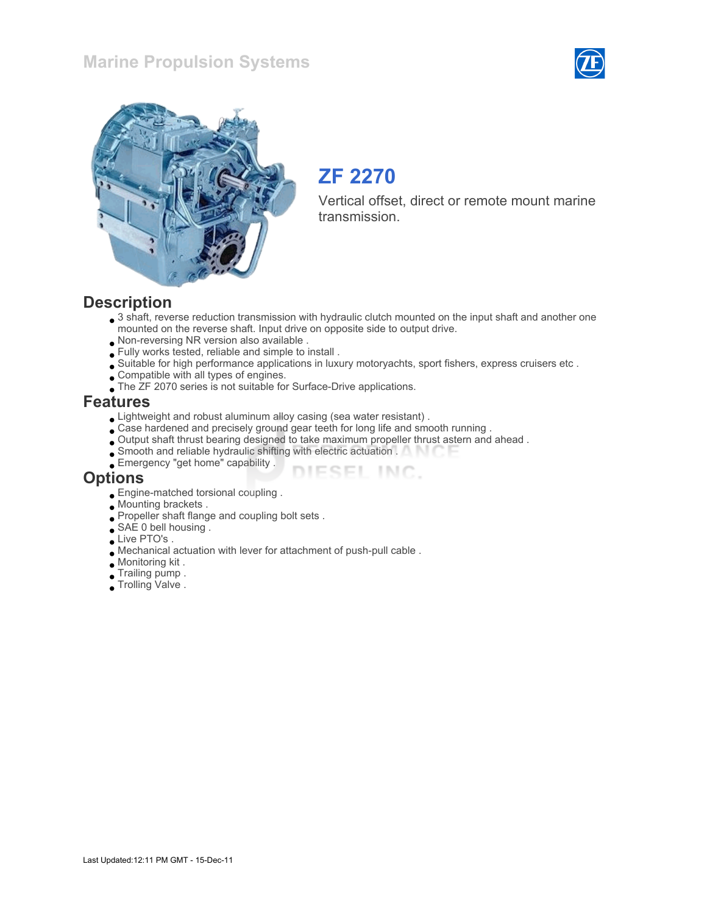Marine Propulsion Systems

# ZF 2270

Vertical offset, direct or remote mount marine transmission.

## Description

- 3 shaft, reverse reduction transmission with hydraulic clutch mounted on the input shaft and another one mounted on the reverse shaft. Input drive on opposite side to output drive.
- Non-reversing NR version also available .
- Fully works tested, reliable and simple to install .
- Suitable for high performance applications in luxury motoryachts, sport fishers, express cruisers etc .
- Compatible with all types of engines.
- The ZF 2070 series is not suitable for Surface-Drive applications.

## Features

- Lightweight and robust aluminum alloy casing (sea water resistant) .
- Case hardened and precisely ground gear teeth for long life and smooth running .
- Output shaft thrust bearing designed to take maximum propeller thrust astern and ahead .
- Smooth and reliable hydraulic shifting with electric actuation .
- Emergency "get home" capability .

## Options

- Engine-matched torsional coupling .
- Mounting brackets .
- Propeller shaft flange and coupling bolt sets .
- SAE 0 bell housing .
- Live PTO's .
- Mechanical actuation with lever for attachment of push-pull cable .
- Monitoring kit .
- Trailing pump .
- Trolling Valve .

Last Updated:12:11 PM GMT - 15-Dec-11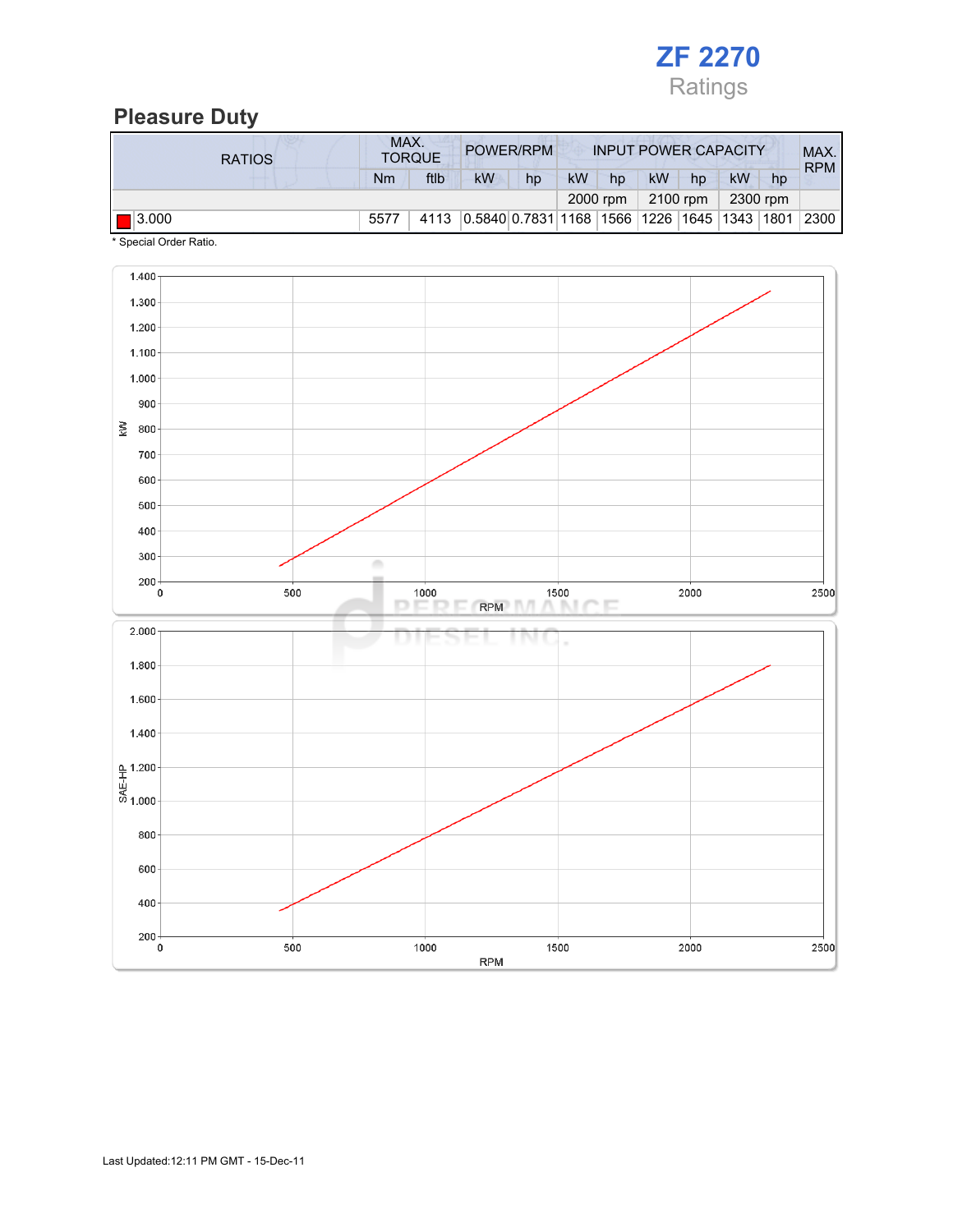# ZF 2270

Ratings

## Pleasure Duty

| RATIOS | MAX. TORQUE | | POWER/RPM | | INPUT POWER CAPACITY | | | | | | MAX. RPM |
|---|---|---|---|---|---|---|---|---|---|---|---|
| | Nm | ftlb | kW | hp | kW | hp | kW | hp | kW | hp | |
| | | | | | 2000 rpm | | 2100 rpm | | 2300 rpm | | |
| 3.000 | 5577 | 4113 | 0.5840 | 0.7831 | 1168 | 1566 | 1226 | 1645 | 1343 | 1801 | 2300 |

* Special Order Ratio.

Last Updated:12:11 PM GMT - 15-Dec-11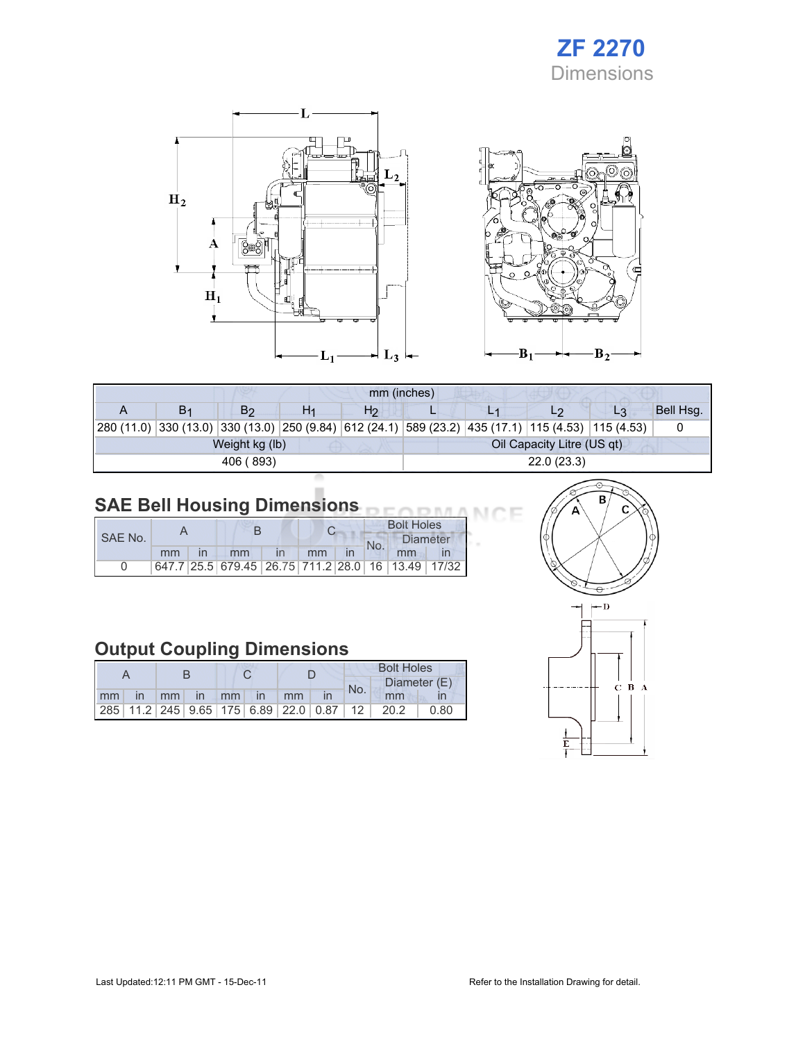# ZF 2270

## Dimensions

| mm (inches) | | | | | | | | | |
|---|---|---|---|---|---|---|---|---|---|
| A | $B_1$ | $B_2$ | $H_1$ | $H_2$ | L | $L_1$ | $L_2$ | $L_3$ | Bell Hsg. |
| 280 (11.0) | 330 (13.0) | 330 (13.0) | 250 (9.84) | 612 (24.1) | 589 (23.2) | 435 (17.1) | 115 (4.53) | 115 (4.53) | 0 |

| Weight kg (lb) | Oil Capacity Litre (US qt) |
|---|---|
| 406 ( 893) | 22.0 (23.3) |

## SAE Bell Housing Dimensions

| SAE No. | A | | B | | C | | Bolt Holes | | |
|---|---|---|---|---|---|---|---|---|---|
| | | | | | | | No. | Diameter | |
| | mm | in | mm | in | mm | in | | mm | in |
| 0 | 647.7 | 25.5 | 679.45 | 26.75 | 711.2 | 28.0 | 16 | 13.49 | 17/32 |

## Output Coupling Dimensions

| A | | B | | C | | D | | Bolt Holes | | |
|---|---|---|---|---|---|---|---|---|---|---|
| | | | | | | | | No. | Diameter (E) | |
| mm | in | mm | in | mm | in | mm | in | | mm | in |
| 285 | 11.2 | 245 | 9.65 | 175 | 6.89 | 22.0 | 0.87 | 12 | 20.2 | 0.80 |

Last Updated:12:11 PM GMT - 15-Dec-11

Refer to the Installation Drawing for detail.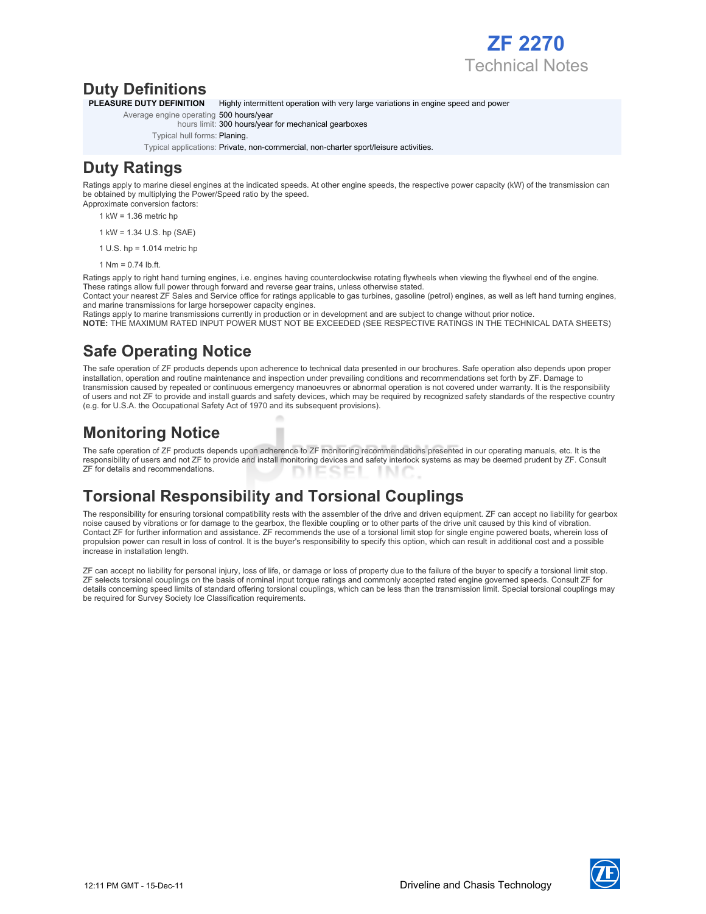# ZF 2270

Technical Notes

## Duty Definitions

| | |
|---|---|
| **PLEASURE DUTY DEFINITION** | Highly intermittent operation with very large variations in engine speed and power |
| Average engine operating hours limit: | 500 hours/year<br>300 hours/year for mechanical gearboxes |
| Typical hull forms: | Planing. |
| Typical applications: | Private, non-commercial, non-charter sport/leisure activities. |

## Duty Ratings

Ratings apply to marine diesel engines at the indicated speeds. At other engine speeds, the respective power capacity (kW) of the transmission can be obtained by multiplying the Power/Speed ratio by the speed.
Approximate conversion factors:

1 kW = 1.36 metric hp

1 kW = 1.34 U.S. hp (SAE)

1 U.S. hp = 1.014 metric hp

1 Nm = 0.74 lb.ft.

Ratings apply to right hand turning engines, i.e. engines having counterclockwise rotating flywheels when viewing the flywheel end of the engine. These ratings allow full power through forward and reverse gear trains, unless otherwise stated.
Contact your nearest ZF Sales and Service office for ratings applicable to gas turbines, gasoline (petrol) engines, as well as left hand turning engines, and marine transmissions for large horsepower capacity engines.
Ratings apply to marine transmissions currently in production or in development and are subject to change without prior notice.
**NOTE:** THE MAXIMUM RATED INPUT POWER MUST NOT BE EXCEEDED (SEE RESPECTIVE RATINGS IN THE TECHNICAL DATA SHEETS)

## Safe Operating Notice

The safe operation of ZF products depends upon adherence to technical data presented in our brochures. Safe operation also depends upon proper installation, operation and routine maintenance and inspection under prevailing conditions and recommendations set forth by ZF. Damage to transmission caused by repeated or continuous emergency manoeuvres or abnormal operation is not covered under warranty. It is the responsibility of users and not ZF to provide and install guards and safety devices, which may be required by recognized safety standards of the respective country (e.g. for U.S.A. the Occupational Safety Act of 1970 and its subsequent provisions).

## Monitoring Notice

The safe operation of ZF products depends upon adherence to ZF monitoring recommendations presented in our operating manuals, etc. It is the responsibility of users and not ZF to provide and install monitoring devices and safety interlock systems as may be deemed prudent by ZF. Consult ZF for details and recommendations.

## Torsional Responsibility and Torsional Couplings

The responsibility for ensuring torsional compatibility rests with the assembler of the drive and driven equipment. ZF can accept no liability for gearbox noise caused by vibrations or for damage to the gearbox, the flexible coupling or to other parts of the drive unit caused by this kind of vibration. Contact ZF for further information and assistance. ZF recommends the use of a torsional limit stop for single engine powered boats, wherein loss of propulsion power can result in loss of control. It is the buyer's responsibility to specify this option, which can result in additional cost and a possible increase in installation length.

ZF can accept no liability for personal injury, loss of life, or damage or loss of property due to the failure of the buyer to specify a torsional limit stop. ZF selects torsional couplings on the basis of nominal input torque ratings and commonly accepted rated engine governed speeds. Consult ZF for details concerning speed limits of standard offering torsional couplings, which can be less than the transmission limit. Special torsional couplings may be required for Survey Society Ice Classification requirements.